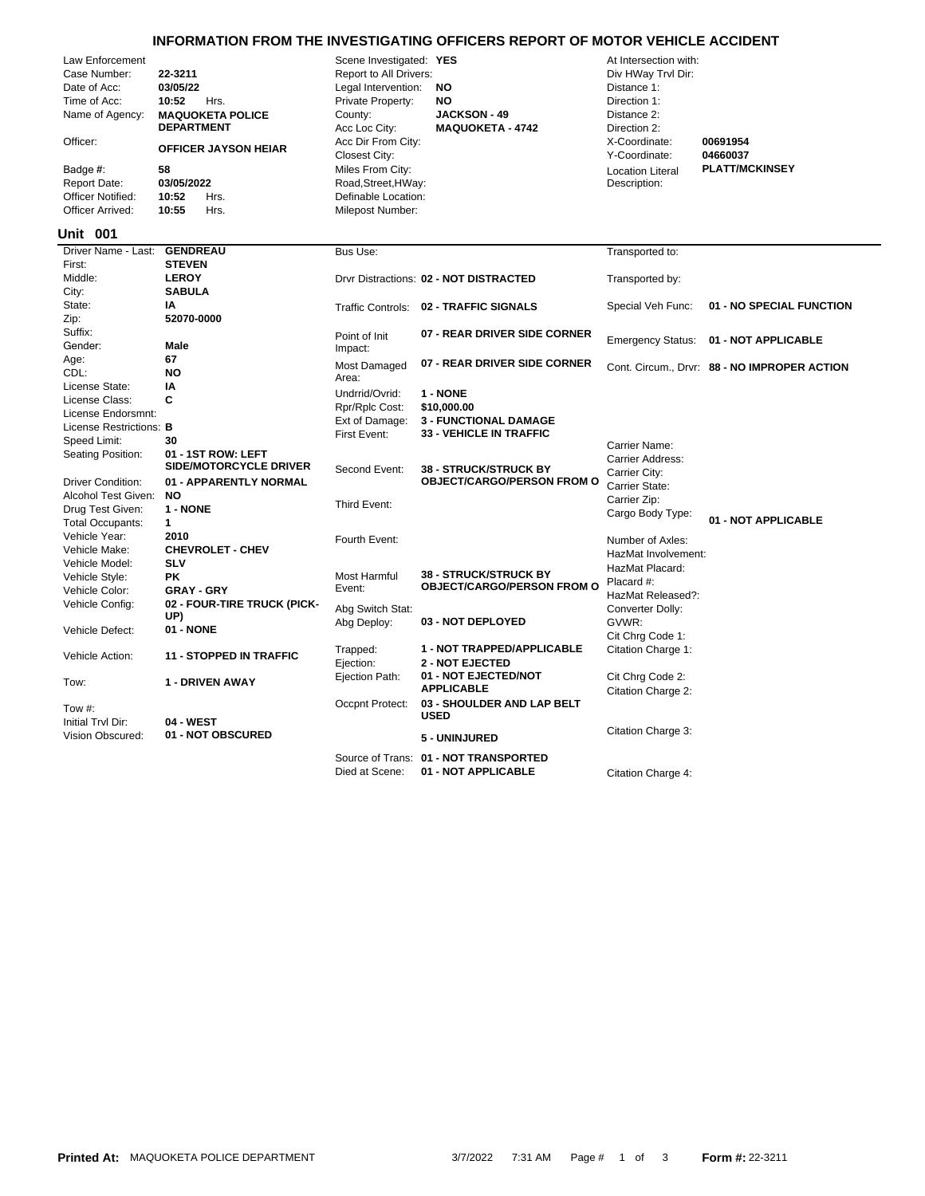# INFORMATION FROM THE INVESTIGATING OFFICERS REPORT OF MOTOR VEHICLE ACCIDENT

| Field | Value | Field | Value | Field | Value |
|---|---|---|---|---|---|
| Law Enforcement | | Scene Investigated: | YES | At Intersection with: | |
| Case Number: | 22-3211 | Report to All Drivers: | | Div HWay Trvl Dir: | |
| Date of Acc: | 03/05/22 | Legal Intervention: | NO | Distance 1: | |
| Time of Acc: | 10:52 Hrs. | Private Property: | NO | Direction 1: | |
| Name of Agency: | MAQUOKETA POLICE DEPARTMENT | County: | JACKSON - 49 | Distance 2: | |
| | | Acc Loc City: | MAQUOKETA - 4742 | Direction 2: | |
| Officer: | OFFICER JAYSON HEIAR | Acc Dir From City: | | X-Coordinate: | 00691954 |
| | | Closest City: | | Y-Coordinate: | 04660037 |
| Badge #: | 58 | Miles From City: | | Location Literal Description: | PLATT/MCKINSEY |
| Report Date: | 03/05/2022 | Road,Street,HWay: | | | |
| Officer Notified: | 10:52 Hrs. | Definable Location: | | | |
| Officer Arrived: | 10:55 Hrs. | Milepost Number: | | | |

## Unit 001

| Field | Value | Field | Value | Field | Value |
|---|---|---|---|---|---|
| Driver Name - Last: | GENDREAU | Bus Use: | | Transported to: | |
| First: | STEVEN | | | | |
| Middle: | LEROY | Drvr Distractions: | 02 - NOT DISTRACTED | Transported by: | |
| City: | SABULA | | | | |
| State: | IA | Traffic Controls: | 02 - TRAFFIC SIGNALS | Special Veh Func: | 01 - NO SPECIAL FUNCTION |
| Zip: | 52070-0000 | | | | |
| Suffix: | | Point of Init Impact: | 07 - REAR DRIVER SIDE CORNER | Emergency Status: | 01 - NOT APPLICABLE |
| Gender: | Male | | | | |
| Age: | 67 | Most Damaged Area: | 07 - REAR DRIVER SIDE CORNER | Cont. Circum., Drvr: | 88 - NO IMPROPER ACTION |
| CDL: | NO | | | | |
| License State: | IA | Undrrid/Ovrid: | 1 - NONE | | |
| License Class: | C | Rpr/Rplc Cost: | $10,000.00 | | |
| License Endorsmnt: | | Ext of Damage: | 3 - FUNCTIONAL DAMAGE | | |
| License Restrictions: | B | First Event: | 33 - VEHICLE IN TRAFFIC | | |
| Speed Limit: | 30 | | | Carrier Name: | |
| Seating Position: | 01 - 1ST ROW: LEFT SIDE/MOTORCYCLE DRIVER | Second Event: | 38 - STRUCK/STRUCK BY OBJECT/CARGO/PERSON FROM O | Carrier Address: | |
| | | | | Carrier City: | |
| Driver Condition: | 01 - APPARENTLY NORMAL | | | Carrier State: | |
| Alcohol Test Given: | NO | Third Event: | | Carrier Zip: | |
| Drug Test Given: | 1 - NONE | | | Cargo Body Type: | 01 - NOT APPLICABLE |
| Total Occupants: | 1 | | | | |
| Vehicle Year: | 2010 | Fourth Event: | | Number of Axles: | |
| Vehicle Make: | CHEVROLET - CHEV | | | HazMat Involvement: | |
| Vehicle Model: | SLV | | | HazMat Placard: | |
| Vehicle Style: | PK | Most Harmful Event: | 38 - STRUCK/STRUCK BY OBJECT/CARGO/PERSON FROM O | Placard #: | |
| Vehicle Color: | GRAY - GRY | | | HazMat Released?: | |
| Vehicle Config: | 02 - FOUR-TIRE TRUCK (PICK-UP) | Abg Switch Stat: | | Converter Dolly: | |
| | | Abg Deploy: | 03 - NOT DEPLOYED | GVWR: | |
| Vehicle Defect: | 01 - NONE | | | Cit Chrg Code 1: | |
| Vehicle Action: | 11 - STOPPED IN TRAFFIC | Trapped: | 1 - NOT TRAPPED/APPLICABLE | Citation Charge 1: | |
| | | Ejection: | 2 - NOT EJECTED | | |
| Tow: | 1 - DRIVEN AWAY | Ejection Path: | 01 - NOT EJECTED/NOT APPLICABLE | Cit Chrg Code 2: | |
| | | | | Citation Charge 2: | |
| Tow #: | | Occpnt Protect: | 03 - SHOULDER AND LAP BELT USED | | |
| Initial Trvl Dir: | 04 - WEST | | | | |
| Vision Obscured: | 01 - NOT OBSCURED | | 5 - UNINJURED | Citation Charge 3: | |
| | | Source of Trans: | 01 - NOT TRANSPORTED | | |
| | | Died at Scene: | 01 - NOT APPLICABLE | Citation Charge 4: | |

**Printed At:** MAQUOKETA POLICE DEPARTMENT 3/7/2022 7:31 AM **Form #:** 22-3211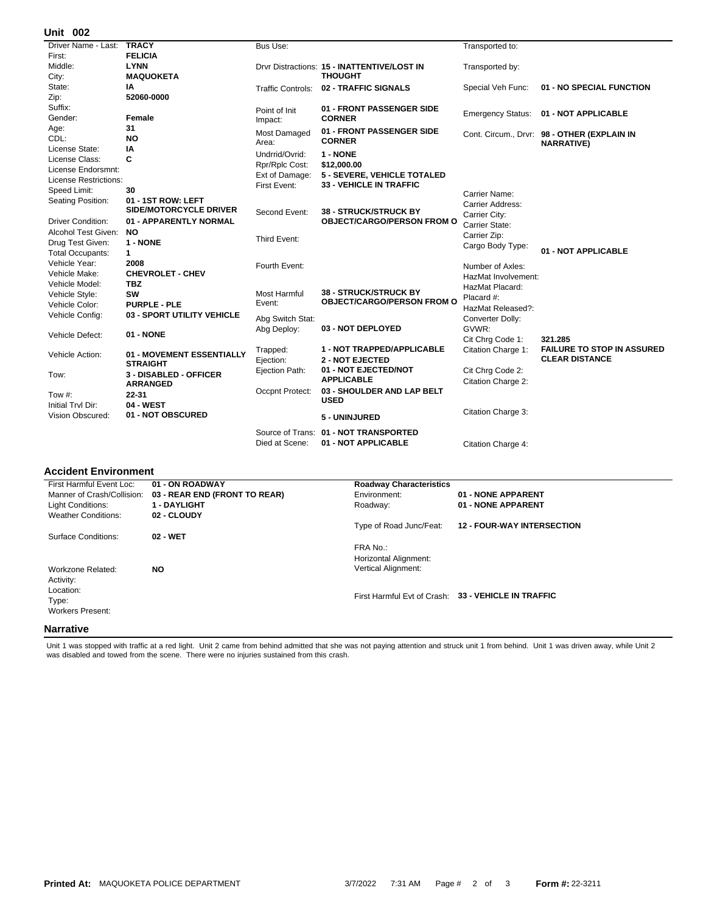## Unit 002

| Field | Value |
|---|---|
| Driver Name - Last: | TRACY |
| First: | FELICIA |
| Middle: | LYNN |
| City: | MAQUOKETA |
| State: | IA |
| Zip: | 52060-0000 |
| Suffix: | |
| Gender: | Female |
| Age: | 31 |
| CDL: | NO |
| License State: | IA |
| License Class: | C |
| License Endorsmnt: | |
| License Restrictions: | |
| Speed Limit: | 30 |
| Seating Position: | 01 - 1ST ROW: LEFT SIDE/MOTORCYCLE DRIVER |
| Driver Condition: | 01 - APPARENTLY NORMAL |
| Alcohol Test Given: | NO |
| Drug Test Given: | 1 - NONE |
| Total Occupants: | 1 |
| Vehicle Year: | 2008 |
| Vehicle Make: | CHEVROLET - CHEV |
| Vehicle Model: | TBZ |
| Vehicle Style: | SW |
| Vehicle Color: | PURPLE - PLE |
| Vehicle Config: | 03 - SPORT UTILITY VEHICLE |
| Vehicle Defect: | 01 - NONE |
| Vehicle Action: | 01 - MOVEMENT ESSENTIALLY STRAIGHT |
| Tow: | 3 - DISABLED - OFFICER ARRANGED |
| Tow #: | 22-31 |
| Initial Trvl Dir: | 04 - WEST |
| Vision Obscured: | 01 - NOT OBSCURED |

| Field | Value |
|---|---|
| Bus Use: | |
| Drvr Distractions: | 15 - INATTENTIVE/LOST IN THOUGHT |
| Traffic Controls: | 02 - TRAFFIC SIGNALS |
| Point of Init Impact: | 01 - FRONT PASSENGER SIDE CORNER |
| Most Damaged Area: | 01 - FRONT PASSENGER SIDE CORNER |
| Undrrid/Ovrid: | 1 - NONE |
| Rpr/Rplc Cost: | $12,000.00 |
| Ext of Damage: | 5 - SEVERE, VEHICLE TOTALED |
| First Event: | 33 - VEHICLE IN TRAFFIC |
| Second Event: | 38 - STRUCK/STRUCK BY OBJECT/CARGO/PERSON FROM O |
| Third Event: | |
| Fourth Event: | |
| Most Harmful Event: | 38 - STRUCK/STRUCK BY OBJECT/CARGO/PERSON FROM O |
| Abg Switch Stat: | |
| Abg Deploy: | 03 - NOT DEPLOYED |
| Trapped: | 1 - NOT TRAPPED/APPLICABLE |
| Ejection: | 2 - NOT EJECTED |
| Ejection Path: | 01 - NOT EJECTED/NOT APPLICABLE |
| Occpnt Protect: | 03 - SHOULDER AND LAP BELT USED |
| | 5 - UNINJURED |
| Source of Trans: | 01 - NOT TRANSPORTED |
| Died at Scene: | 01 - NOT APPLICABLE |

| Field | Value |
|---|---|
| Transported to: | |
| Transported by: | |
| Special Veh Func: | 01 - NO SPECIAL FUNCTION |
| Emergency Status: | 01 - NOT APPLICABLE |
| Cont. Circum., Drvr: | 98 - OTHER (EXPLAIN IN NARRATIVE) |
| Carrier Name: | |
| Carrier Address: | |
| Carrier City: | |
| Carrier State: | |
| Carrier Zip: | |
| Cargo Body Type: | 01 - NOT APPLICABLE |
| Number of Axles: | |
| HazMat Involvement: | |
| HazMat Placard: | |
| Placard #: | |
| HazMat Released?: | |
| Converter Dolly: | |
| GVWR: | |
| Cit Chrg Code 1: | 321.285 |
| Citation Charge 1: | FAILURE TO STOP IN ASSURED CLEAR DISTANCE |
| Cit Chrg Code 2: | |
| Citation Charge 2: | |
| Citation Charge 3: | |
| Citation Charge 4: | |

## Accident Environment

| Field | Value |
|---|---|
| First Harmful Event Loc: | 01 - ON ROADWAY |
| Manner of Crash/Collision: | 03 - REAR END (FRONT TO REAR) |
| Light Conditions: | 1 - DAYLIGHT |
| Weather Conditions: | 02 - CLOUDY |
| Surface Conditions: | 02 - WET |
| Workzone Related: | NO |
| Activity: | |
| Location: | |
| Type: | |
| Workers Present: | |

**Roadway Characteristics**

| Field | Value |
|---|---|
| Environment: | 01 - NONE APPARENT |
| Roadway: | 01 - NONE APPARENT |
| Type of Road Junc/Feat: | 12 - FOUR-WAY INTERSECTION |
| FRA No.: | |
| Horizontal Alignment: | |
| Vertical Alignment: | |
| First Harmful Evt of Crash: | 33 - VEHICLE IN TRAFFIC |

## Narrative

Unit 1 was stopped with traffic at a red light. Unit 2 came from behind admitted that she was not paying attention and struck unit 1 from behind. Unit 1 was driven away, while Unit 2 was disabled and towed from the scene. There were no injuries sustained from this crash.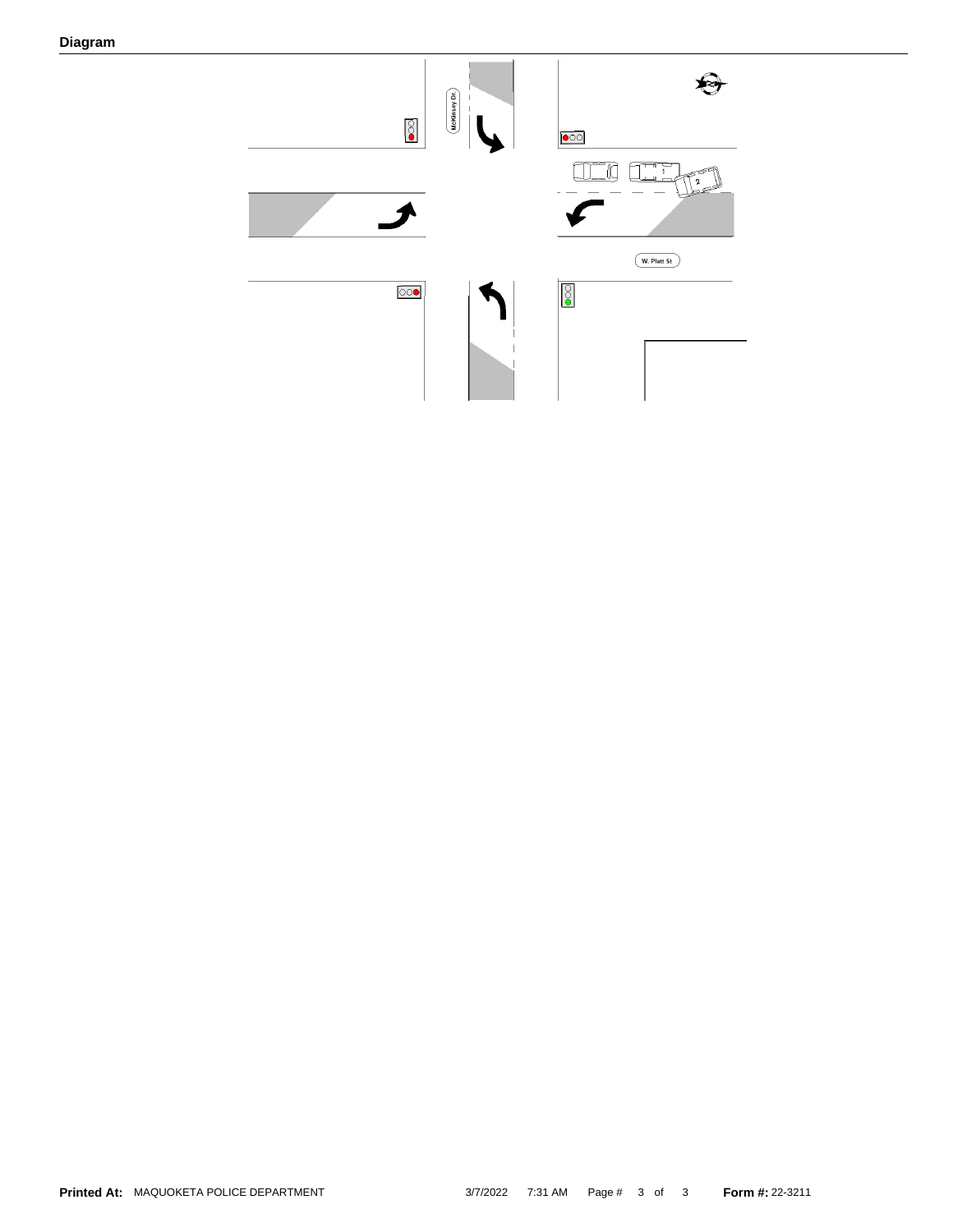**Diagram**

McKinsey Dr.

W. Platt St

1

2

**Printed At:** MAQUOKETA POLICE DEPARTMENT 3/7/2022 7:31 AM **Form #:** 22-3211